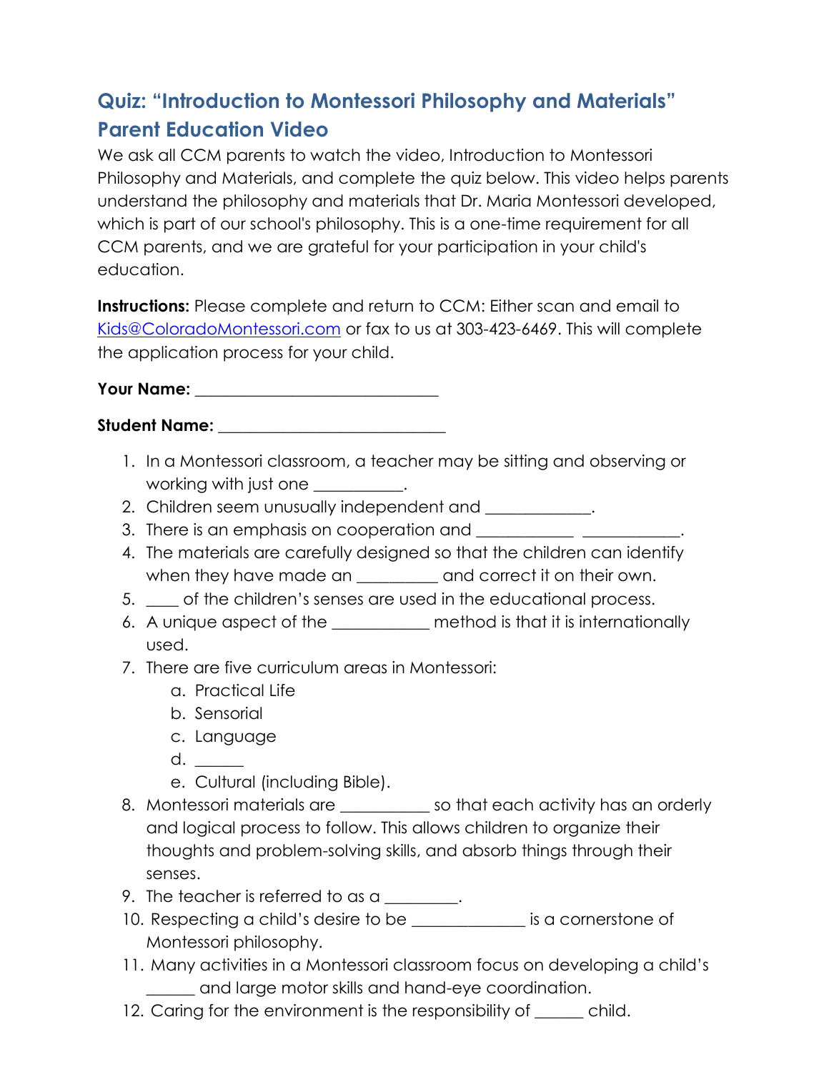## Quiz: "Introduction to Montessori Philosophy and Materials" Parent Education Video

We ask all CCM parents to watch the video, Introduction to Montessori Philosophy and Materials, and complete the quiz below. This video helps parents understand the philosophy and materials that Dr. Maria Montessori developed, which is part of our school's philosophy. This is a one-time requirement for all CCM parents, and we are grateful for your participation in your child's education.

**Instructions:** Please complete and return to CCM: Either scan and email to Kids@ColoradoMontessori.com or fax to us at 303-423-6469. This will complete the application process for your child.

**Your Name:** ______________________________

**Student Name:** ____________________________

1. In a Montessori classroom, a teacher may be sitting and observing or working with just one __________.
2. Children seem unusually independent and ____________.
3. There is an emphasis on cooperation and ___________ ___________.
4. The materials are carefully designed so that the children can identify when they have made an _________ and correct it on their own.
5. ____ of the children's senses are used in the educational process.
6. A unique aspect of the ___________ method is that it is internationally used.
7. There are five curriculum areas in Montessori:
   a. Practical Life
   b. Sensorial
   c. Language
   d. ______
   e. Cultural (including Bible).
8. Montessori materials are __________ so that each activity has an orderly and logical process to follow. This allows children to organize their thoughts and problem-solving skills, and absorb things through their senses.
9. The teacher is referred to as a _________.
10. Respecting a child's desire to be _____________ is a cornerstone of Montessori philosophy.
11. Many activities in a Montessori classroom focus on developing a child's ______ and large motor skills and hand-eye coordination.
12. Caring for the environment is the responsibility of ______ child.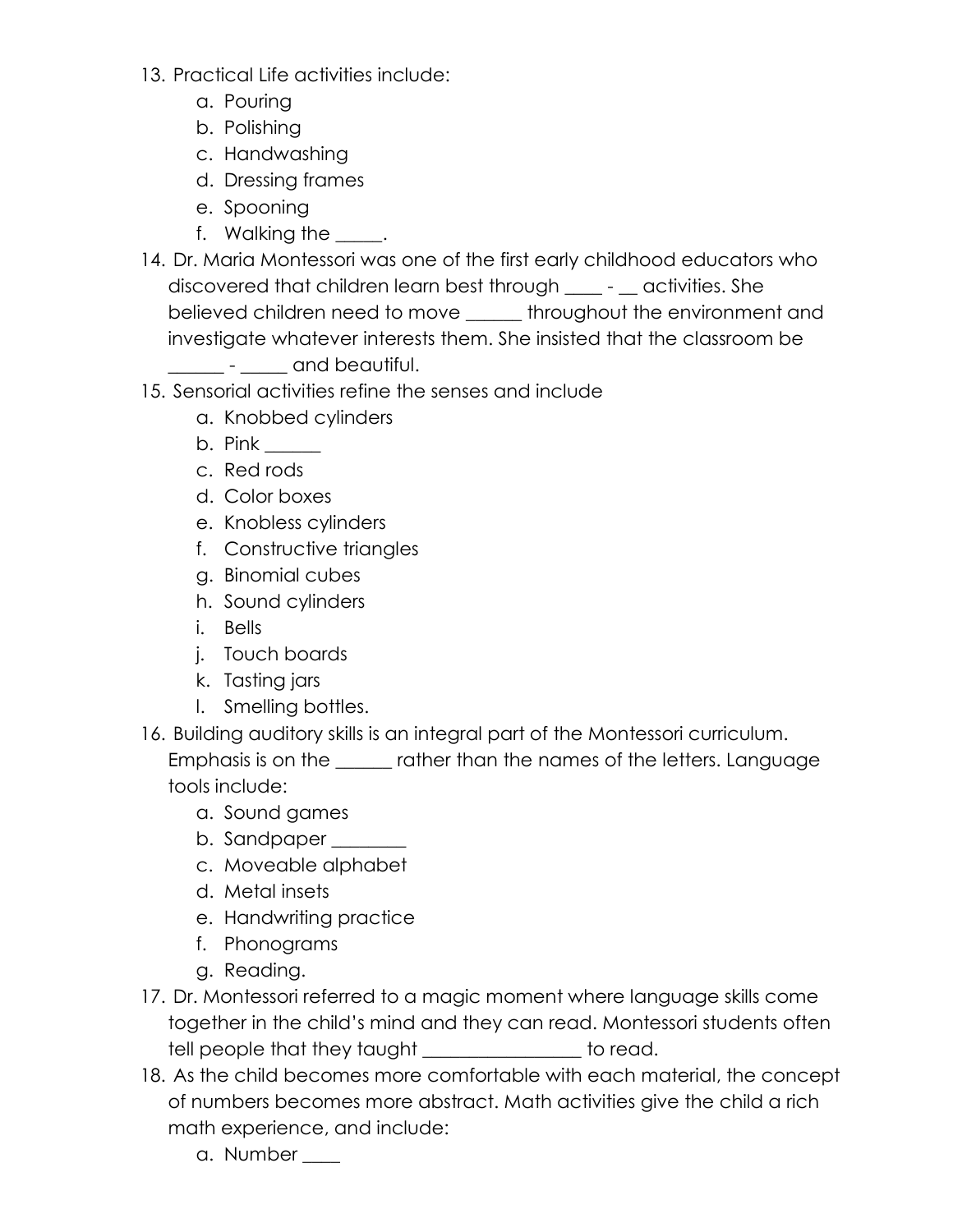13. Practical Life activities include:
    a. Pouring
    b. Polishing
    c. Handwashing
    d. Dressing frames
    e. Spooning
    f. Walking the _____.
14. Dr. Maria Montessori was one of the first early childhood educators who discovered that children learn best through ____ - __ activities. She believed children need to move ______ throughout the environment and investigate whatever interests them. She insisted that the classroom be ______ - _____ and beautiful.
15. Sensorial activities refine the senses and include
    a. Knobbed cylinders
    b. Pink ______
    c. Red rods
    d. Color boxes
    e. Knobless cylinders
    f. Constructive triangles
    g. Binomial cubes
    h. Sound cylinders
    i. Bells
    j. Touch boards
    k. Tasting jars
    l. Smelling bottles.
16. Building auditory skills is an integral part of the Montessori curriculum. Emphasis is on the ______ rather than the names of the letters. Language tools include:
    a. Sound games
    b. Sandpaper ________
    c. Moveable alphabet
    d. Metal insets
    e. Handwriting practice
    f. Phonograms
    g. Reading.
17. Dr. Montessori referred to a magic moment where language skills come together in the child's mind and they can read. Montessori students often tell people that they taught _________________ to read.
18. As the child becomes more comfortable with each material, the concept of numbers becomes more abstract. Math activities give the child a rich math experience, and include:
    a. Number ____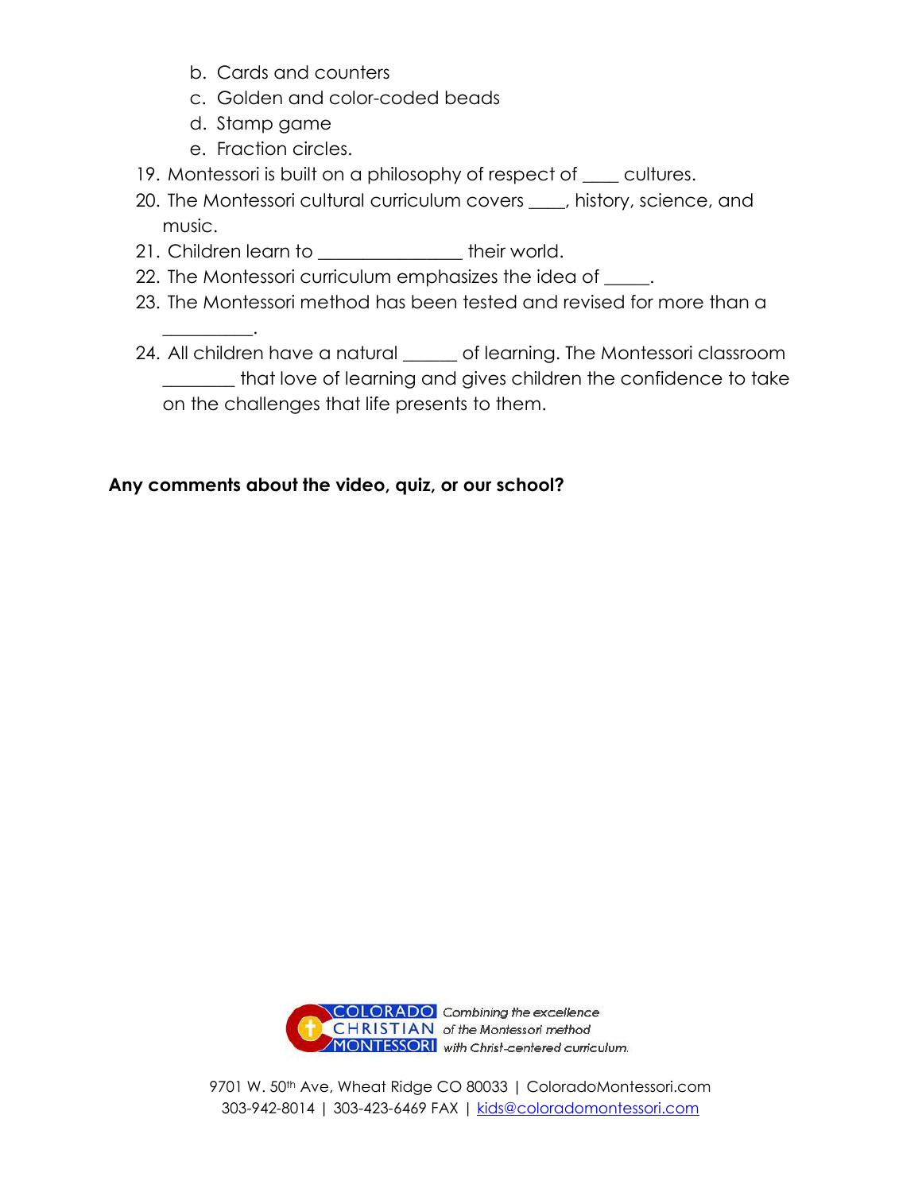b. Cards and counters
   c. Golden and color-coded beads
   d. Stamp game
   e. Fraction circles.

19. Montessori is built on a philosophy of respect of ____ cultures.
20. The Montessori cultural curriculum covers ____, history, science, and music.
21. Children learn to _______________ their world.
22. The Montessori curriculum emphasizes the idea of _____.
23. The Montessori method has been tested and revised for more than a __________.
24. All children have a natural ______ of learning. The Montessori classroom ________ that love of learning and gives children the confidence to take on the challenges that life presents to them.

**Any comments about the video, quiz, or our school?**

COLORADO CHRISTIAN MONTESSORI *Combining the excellence of the Montessori method with Christ-centered curriculum.*

9701 W. 50th Ave, Wheat Ridge CO 80033 | ColoradoMontessori.com
303-942-8014 | 303-423-6469 FAX | kids@coloradomontessori.com